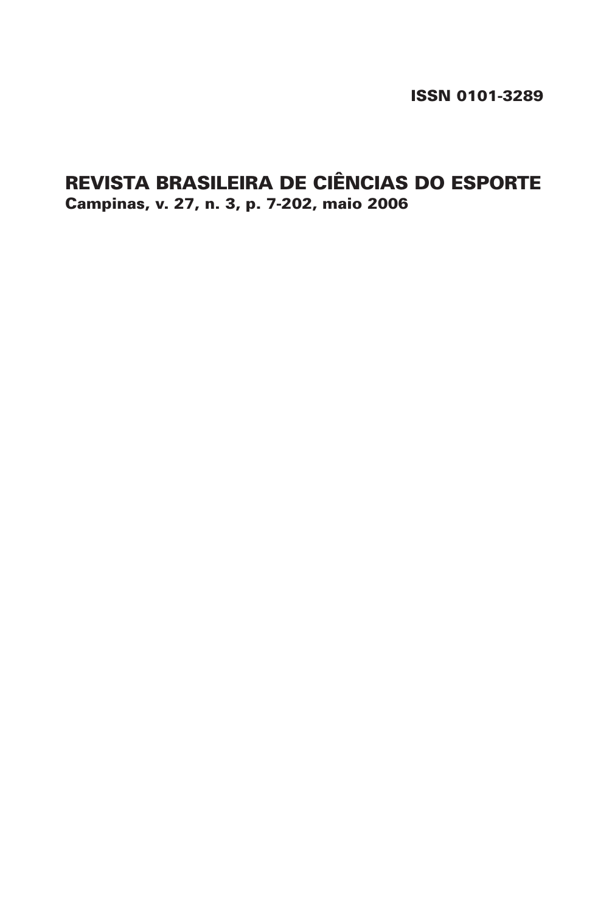**ISSN 0101-3289**

# REVISTA BRASILEIRA DE CIÊNCIAS DO ESPORTE

**Campinas, v. 27, n. 3, p. 7-202, maio 2006**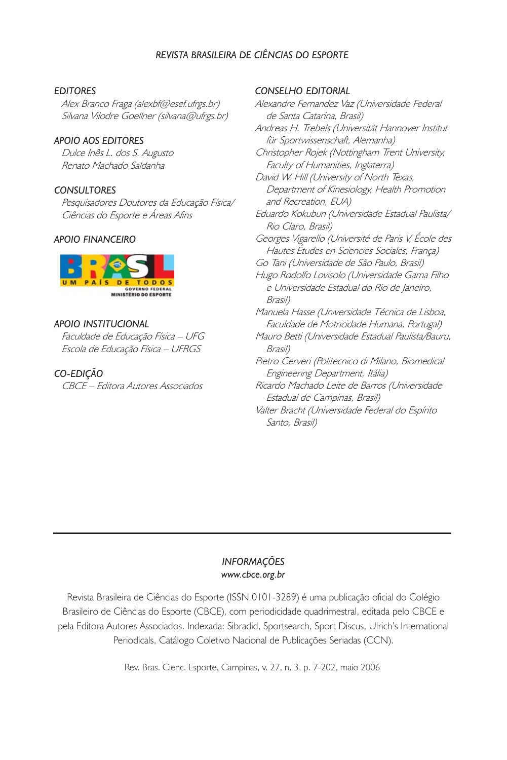# REVISTA BRASILEIRA DE CIÊNCIAS DO ESPORTE

### EDITORES

*Alex Branco Fraga (alexbf@esef.ufrgs.br)*
*Silvana Vilodre Goellner (silvana@ufrgs.br)*

### APOIO AOS EDITORES

*Dulce Inês L. dos S. Augusto*
*Renato Machado Saldanha*

### CONSULTORES

*Pesquisadores Doutores da Educação Física/ Ciências do Esporte e Áreas Afins*

### APOIO FINANCEIRO

BRASIL UM PAÍS DE TODOS
GOVERNO FEDERAL
MINISTÉRIO DO ESPORTE

### APOIO INSTITUCIONAL

*Faculdade de Educação Física – UFG*
*Escola de Educação Física – UFRGS*

### CO-EDIÇÃO

*CBCE – Editora Autores Associados*

### CONSELHO EDITORIAL

*Alexandre Fernandez Vaz (Universidade Federal de Santa Catarina, Brasil)*
*Andreas H. Trebels (Universität Hannover Institut für Sportwissenschaft, Alemanha)*
*Christopher Rojek (Nottingham Trent University, Faculty of Humanities, Inglaterra)*
*David W. Hill (University of North Texas, Department of Kinesiology, Health Promotion and Recreation, EUA)*
*Eduardo Kokubun (Universidade Estadual Paulista/ Rio Claro, Brasil)*
*Georges Vigarello (Université de Paris V, École des Hautes Études en Sciencies Sociales, França)*
*Go Tani (Universidade de São Paulo, Brasil)*
*Hugo Rodolfo Lovisolo (Universidade Gama Filho e Universidade Estadual do Rio de Janeiro, Brasil)*
*Manuela Hasse (Universidade Técnica de Lisboa, Faculdade de Motricidade Humana, Portugal)*
*Mauro Betti (Universidade Estadual Paulista/Bauru, Brasil)*
*Pietro Cerveri (Politecnico di Milano, Biomedical Engineering Department, Itália)*
*Ricardo Machado Leite de Barros (Universidade Estadual de Campinas, Brasil)*
*Valter Bracht (Universidade Federal do Espírito Santo, Brasil)*

---

### INFORMAÇÕES

*www.cbce.org.br*

Revista Brasileira de Ciências do Esporte (ISSN 0101-3289) é uma publicação oficial do Colégio Brasileiro de Ciências do Esporte (CBCE), com periodicidade quadrimestral, editada pelo CBCE e pela Editora Autores Associados. Indexada: Sibradid, Sportsearch, Sport Discus, Ulrich's International Periodicals, Catálogo Coletivo Nacional de Publicações Seriadas (CCN).

Rev. Bras. Cienc. Esporte, Campinas, v. 27, n. 3, p. 7-202, maio 2006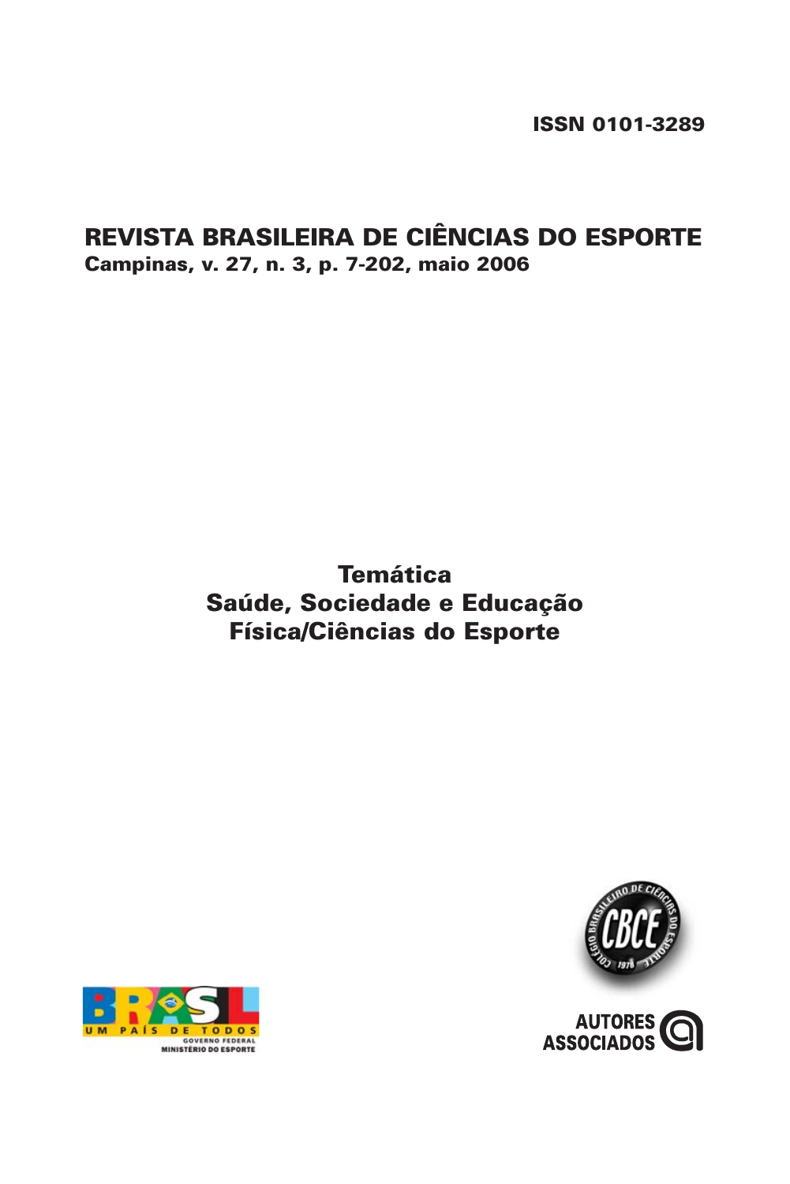ISSN 0101-3289

# REVISTA BRASILEIRA DE CIÊNCIAS DO ESPORTE

**Campinas, v. 27, n. 3, p. 7-202, maio 2006**

## Temática
## Saúde, Sociedade e Educação Física/Ciências do Esporte

AUTORES ASSOCIADOS

BRASIL UM PAÍS DE TODOS
GOVERNO FEDERAL
MINISTÉRIO DO ESPORTE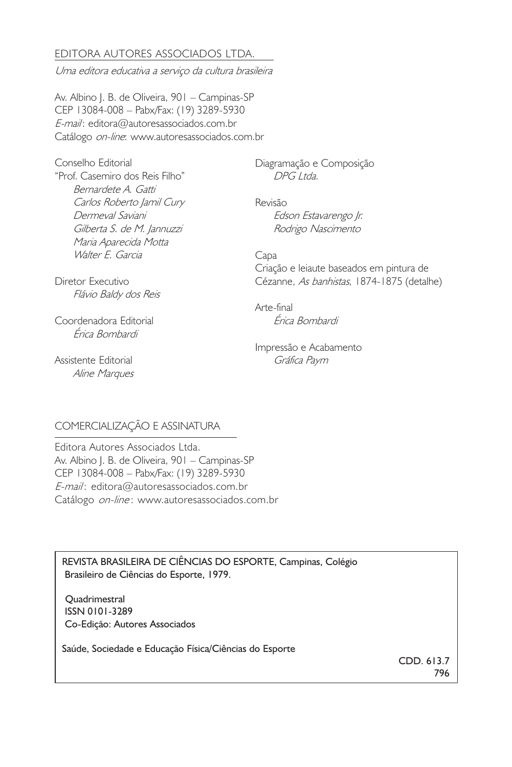EDITORA AUTORES ASSOCIADOS LTDA.

*Uma editora educativa a serviço da cultura brasileira*

Av. Albino J. B. de Oliveira, 901 – Campinas-SP
CEP 13084-008 – Pabx/Fax: (19) 3289-5930
*E-mail*: editora@autoresassociados.com.br
Catálogo *on-line*: www.autoresassociados.com.br

Conselho Editorial
"Prof. Casemiro dos Reis Filho"
*Bernardete A. Gatti*
*Carlos Roberto Jamil Cury*
*Dermeval Saviani*
*Gilberta S. de M. Jannuzzi*
*Maria Aparecida Motta*
*Walter E. Garcia*

Diretor Executivo
*Flávio Baldy dos Reis*

Coordenadora Editorial
*Érica Bombardi*

Assistente Editorial
*Aline Marques*

Diagramação e Composição
*DPG Ltda.*

Revisão
*Edson Estavarengo Jr.*
*Rodrigo Nascimento*

Capa
Criação e leiaute baseados em pintura de Cézanne, *As banhistas*, 1874-1875 (detalhe)

Arte-final
*Érica Bombardi*

Impressão e Acabamento
*Gráfica Paym*

COMERCIALIZAÇÃO E ASSINATURA

Editora Autores Associados Ltda.
Av. Albino J. B. de Oliveira, 901 – Campinas-SP
CEP 13084-008 – Pabx/Fax: (19) 3289-5930
*E-mail*: editora@autoresassociados.com.br
Catálogo *on-line*: www.autoresassociados.com.br

REVISTA BRASILEIRA DE CIÊNCIAS DO ESPORTE, Campinas, Colégio Brasileiro de Ciências do Esporte, 1979.

Quadrimestral
ISSN 0101-3289
Co-Edição: Autores Associados

Saúde, Sociedade e Educação Física/Ciências do Esporte

CDD. 613.7
796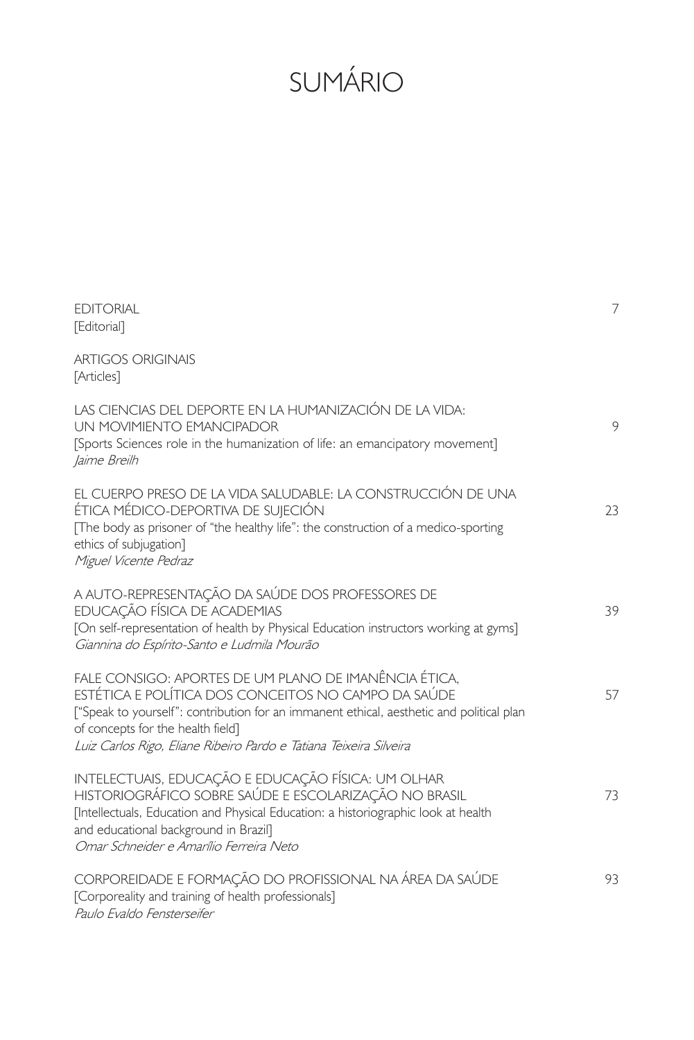# SUMÁRIO

EDITORIAL 7
[Editorial]

ARTIGOS ORIGINAIS
[Articles]

LAS CIENCIAS DEL DEPORTE EN LA HUMANIZACIÓN DE LA VIDA: UN MOVIMIENTO EMANCIPADOR 9
[Sports Sciences role in the humanization of life: an emancipatory movement]
*Jaime Breilh*

EL CUERPO PRESO DE LA VIDA SALUDABLE: LA CONSTRUCCIÓN DE UNA ÉTICA MÉDICO-DEPORTIVA DE SUJECIÓN 23
[The body as prisoner of "the healthy life": the construction of a medico-sporting ethics of subjugation]
*Miguel Vicente Pedraz*

A AUTO-REPRESENTAÇÃO DA SAÚDE DOS PROFESSORES DE EDUCAÇÃO FÍSICA DE ACADEMIAS 39
[On self-representation of health by Physical Education instructors working at gyms]
*Giannina do Espírito-Santo e Ludmila Mourão*

FALE CONSIGO: APORTES DE UM PLANO DE IMANÊNCIA ÉTICA, ESTÉTICA E POLÍTICA DOS CONCEITOS NO CAMPO DA SAÚDE 57
["Speak to yourself": contribution for an immanent ethical, aesthetic and political plan of concepts for the health field]
*Luiz Carlos Rigo, Eliane Ribeiro Pardo e Tatiana Teixeira Silveira*

INTELECTUAIS, EDUCAÇÃO E EDUCAÇÃO FÍSICA: UM OLHAR HISTORIOGRÁFICO SOBRE SAÚDE E ESCOLARIZAÇÃO NO BRASIL 73
[Intellectuals, Education and Physical Education: a historiographic look at health and educational background in Brazil]
*Omar Schneider e Amarílio Ferreira Neto*

CORPOREIDADE E FORMAÇÃO DO PROFISSIONAL NA ÁREA DA SAÚDE 93
[Corporeality and training of health professionals]
*Paulo Evaldo Fensterseifer*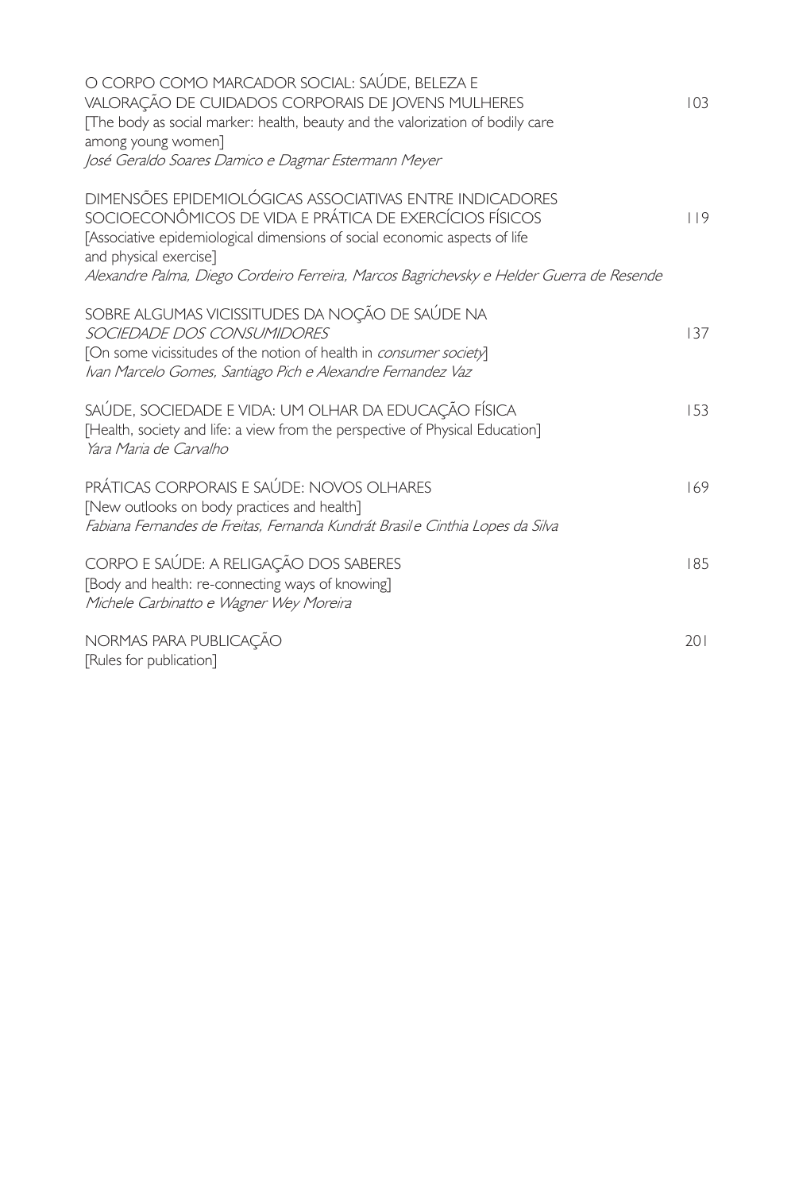O CORPO COMO MARCADOR SOCIAL: SAÚDE, BELEZA E VALORAÇÃO DE CUIDADOS CORPORAIS DE JOVENS MULHERES — 103
[The body as social marker: health, beauty and the valorization of bodily care among young women]
*José Geraldo Soares Damico e Dagmar Estermann Meyer*

DIMENSÕES EPIDEMIOLÓGICAS ASSOCIATIVAS ENTRE INDICADORES SOCIOECONÔMICOS DE VIDA E PRÁTICA DE EXERCÍCIOS FÍSICOS — 119
[Associative epidemiological dimensions of social economic aspects of life and physical exercise]
*Alexandre Palma, Diego Cordeiro Ferreira, Marcos Bagrichevsky e Helder Guerra de Resende*

SOBRE ALGUMAS VICISSITUDES DA NOÇÃO DE SAÚDE NA *SOCIEDADE DOS CONSUMIDORES* — 137
[On some vicissitudes of the notion of health in *consumer society*]
*Ivan Marcelo Gomes, Santiago Pich e Alexandre Fernandez Vaz*

SAÚDE, SOCIEDADE E VIDA: UM OLHAR DA EDUCAÇÃO FÍSICA — 153
[Health, society and life: a view from the perspective of Physical Education]
*Yara Maria de Carvalho*

PRÁTICAS CORPORAIS E SAÚDE: NOVOS OLHARES — 169
[New outlooks on body practices and health]
*Fabiana Fernandes de Freitas, Fernanda Kundrát Brasil e Cinthia Lopes da Silva*

CORPO E SAÚDE: A RELIGAÇÃO DOS SABERES — 185
[Body and health: re-connecting ways of knowing]
*Michele Carbinatto e Wagner Wey Moreira*

NORMAS PARA PUBLICAÇÃO — 201
[Rules for publication]